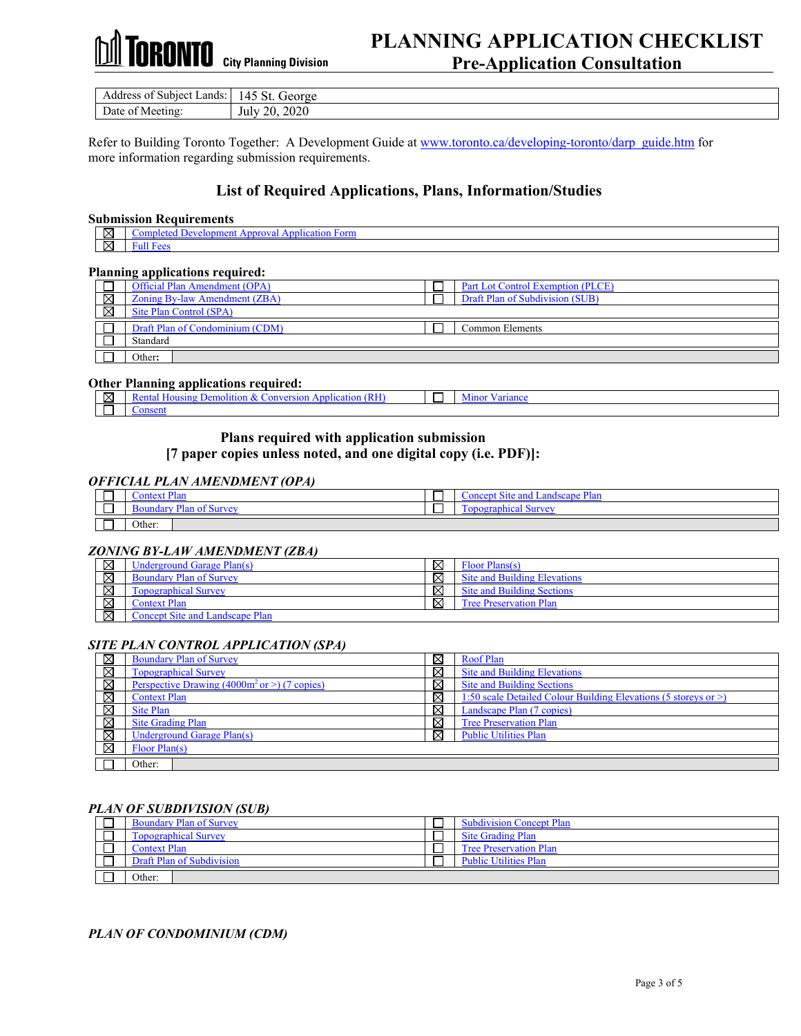# PLANNING APPLICATION CHECKLIST

## Pre-Application Consultation

TORONTO City Planning Division

| Address of Subject Lands: | 145 St. George |
|---|---|
| Date of Meeting: | July 20, 2020 |

Refer to Building Toronto Together: A Development Guide at www.toronto.ca/developing-toronto/darp_guide.htm for more information regarding submission requirements.

## List of Required Applications, Plans, Information/Studies

### Submission Requirements

| | |
|---|---|
| ☒ | Completed Development Approval Application Form |
| ☒ | Full Fees |

### Planning applications required:

| | | | |
|---|---|---|---|
| ☐ | Official Plan Amendment (OPA) | ☐ | Part Lot Control Exemption (PLCE) |
| ☒ | Zoning By-law Amendment (ZBA) | ☐ | Draft Plan of Subdivision (SUB) |
| ☒ | Site Plan Control (SPA) | | |
| ☐ | Draft Plan of Condominium (CDM) | ☐ | Common Elements |
| ☐ | Standard | | |
| ☐ | Other: | | |

### Other Planning applications required:

| | | | |
|---|---|---|---|
| ☒ | Rental Housing Demolition & Conversion Application (RH) | ☐ | Minor Variance |
| ☐ | Consent | | |

### Plans required with application submission [7 paper copies unless noted, and one digital copy (i.e. PDF)]:

### *OFFICIAL PLAN AMENDMENT (OPA)*

| | | | |
|---|---|---|---|
| ☐ | Context Plan | ☐ | Concept Site and Landscape Plan |
| ☐ | Boundary Plan of Survey | ☐ | Topographical Survey |
| ☐ | Other: | | |

### *ZONING BY-LAW AMENDMENT (ZBA)*

| | | | |
|---|---|---|---|
| ☒ | Underground Garage Plan(s) | ☒ | Floor Plans(s) |
| ☒ | Boundary Plan of Survey | ☒ | Site and Building Elevations |
| ☒ | Topographical Survey | ☒ | Site and Building Sections |
| ☒ | Context Plan | ☒ | Tree Preservation Plan |
| ☒ | Concept Site and Landscape Plan | | |

### *SITE PLAN CONTROL APPLICATION (SPA)*

| | | | |
|---|---|---|---|
| ☒ | Boundary Plan of Survey | ☒ | Roof Plan |
| ☒ | Topographical Survey | ☒ | Site and Building Elevations |
| ☒ | Perspective Drawing (4000m$^2$ or >) (7 copies) | ☒ | Site and Building Sections |
| ☒ | Context Plan | ☒ | 1:50 scale Detailed Colour Building Elevations (5 storeys or >) |
| ☒ | Site Plan | ☒ | Landscape Plan (7 copies) |
| ☒ | Site Grading Plan | ☒ | Tree Preservation Plan |
| ☒ | Underground Garage Plan(s) | ☒ | Public Utilities Plan |
| ☒ | Floor Plan(s) | | |
| ☐ | Other: | | |

### *PLAN OF SUBDIVISION (SUB)*

| | | | |
|---|---|---|---|
| ☐ | Boundary Plan of Survey | ☐ | Subdivision Concept Plan |
| ☐ | Topographical Survey | ☐ | Site Grading Plan |
| ☐ | Context Plan | ☐ | Tree Preservation Plan |
| ☐ | Draft Plan of Subdivision | ☐ | Public Utilities Plan |
| ☐ | Other: | | |

### *PLAN OF CONDOMINIUM (CDM)*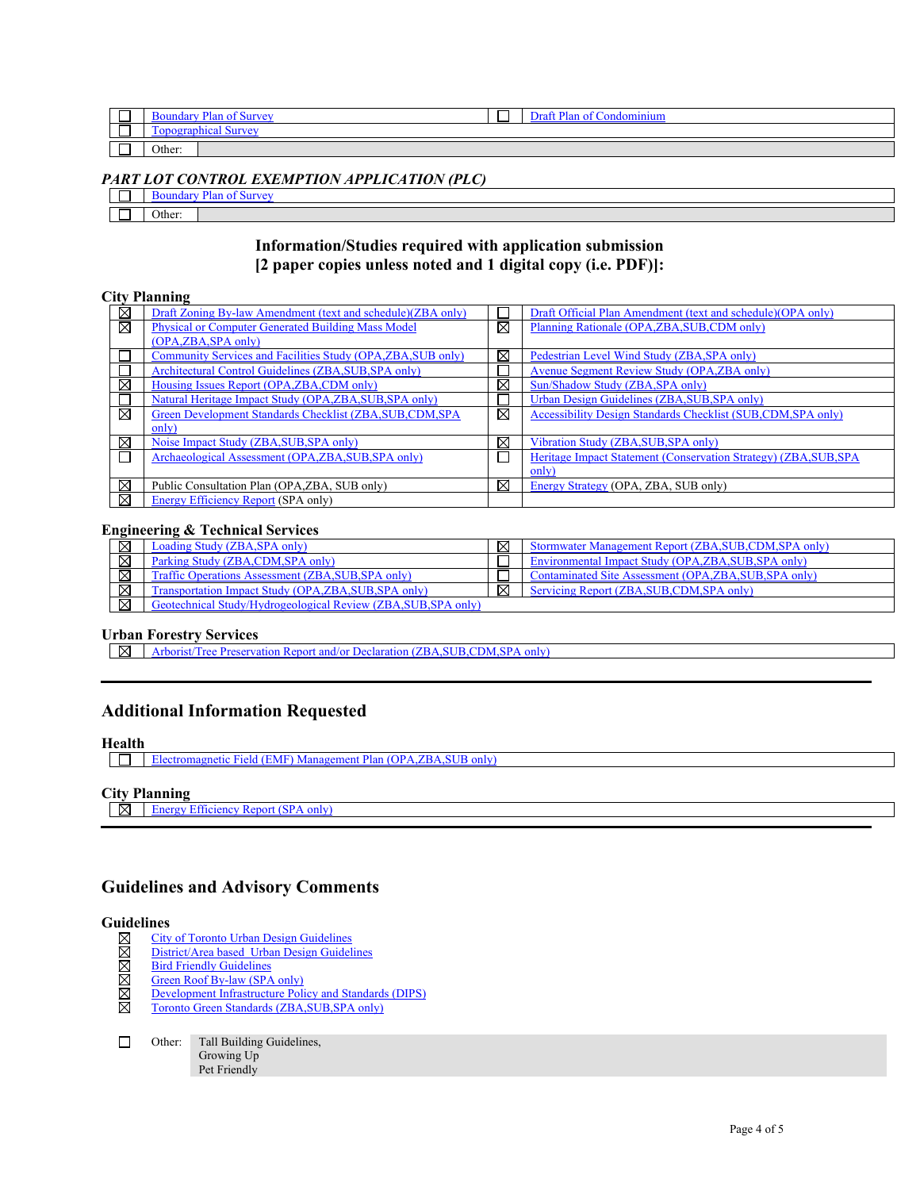| | | | |
|---|---|---|---|
| ☐ | Boundary Plan of Survey | ☐ | Draft Plan of Condominium |
| ☐ | Topographical Survey | | |
| ☐ | Other: | | |

### *PART LOT CONTROL EXEMPTION APPLICATION (PLC)*

| | |
|---|---|
| ☐ | Boundary Plan of Survey |
| ☐ | Other: |

### Information/Studies required with application submission [2 paper copies unless noted and 1 digital copy (i.e. PDF)]:

**City Planning**

| | | | |
|---|---|---|---|
| ☒ | Draft Zoning By-law Amendment (text and schedule)(ZBA only) | ☐ | Draft Official Plan Amendment (text and schedule)(OPA only) |
| ☒ | Physical or Computer Generated Building Mass Model (OPA,ZBA,SPA only) | ☒ | Planning Rationale (OPA,ZBA,SUB,CDM only) |
| ☐ | Community Services and Facilities Study (OPA,ZBA,SUB only) | ☒ | Pedestrian Level Wind Study (ZBA,SPA only) |
| ☐ | Architectural Control Guidelines (ZBA,SUB,SPA only) | ☐ | Avenue Segment Review Study (OPA,ZBA only) |
| ☒ | Housing Issues Report (OPA,ZBA,CDM only) | ☒ | Sun/Shadow Study (ZBA,SPA only) |
| ☐ | Natural Heritage Impact Study (OPA,ZBA,SUB,SPA only) | ☐ | Urban Design Guidelines (ZBA,SUB,SPA only) |
| ☒ | Green Development Standards Checklist (ZBA,SUB,CDM,SPA only) | ☒ | Accessibility Design Standards Checklist (SUB,CDM,SPA only) |
| ☒ | Noise Impact Study (ZBA,SUB,SPA only) | ☒ | Vibration Study (ZBA,SUB,SPA only) |
| ☐ | Archaeological Assessment (OPA,ZBA,SUB,SPA only) | ☐ | Heritage Impact Statement (Conservation Strategy) (ZBA,SUB,SPA only) |
| ☒ | Public Consultation Plan (OPA,ZBA, SUB only) | ☒ | Energy Strategy (OPA, ZBA, SUB only) |
| ☒ | Energy Efficiency Report (SPA only) | | |

**Engineering & Technical Services**

| | | | |
|---|---|---|---|
| ☒ | Loading Study (ZBA,SPA only) | ☒ | Stormwater Management Report (ZBA,SUB,CDM,SPA only) |
| ☒ | Parking Study (ZBA,CDM,SPA only) | ☐ | Environmental Impact Study (OPA,ZBA,SUB,SPA only) |
| ☒ | Traffic Operations Assessment (ZBA,SUB,SPA only) | ☐ | Contaminated Site Assessment (OPA,ZBA,SUB,SPA only) |
| ☒ | Transportation Impact Study (OPA,ZBA,SUB,SPA only) | ☒ | Servicing Report (ZBA,SUB,CDM,SPA only) |
| ☒ | Geotechnical Study/Hydrogeological Review (ZBA,SUB,SPA only) | | |

**Urban Forestry Services**

| | |
|---|---|
| ☒ | Arborist/Tree Preservation Report and/or Declaration (ZBA,SUB,CDM,SPA only) |

## Additional Information Requested

**Health**

| | |
|---|---|
| ☐ | Electromagnetic Field (EMF) Management Plan (OPA,ZBA,SUB only) |

**City Planning**

| | |
|---|---|
| ☒ | Energy Efficiency Report (SPA only) |

## Guidelines and Advisory Comments

**Guidelines**

- ☒ City of Toronto Urban Design Guidelines
- ☒ District/Area based Urban Design Guidelines
- ☒ Bird Friendly Guidelines
- ☒ Green Roof By-law (SPA only)
- ☒ Development Infrastructure Policy and Standards (DIPS)
- ☒ Toronto Green Standards (ZBA,SUB,SPA only)

☐ Other: Tall Building Guidelines,
Growing Up
Pet Friendly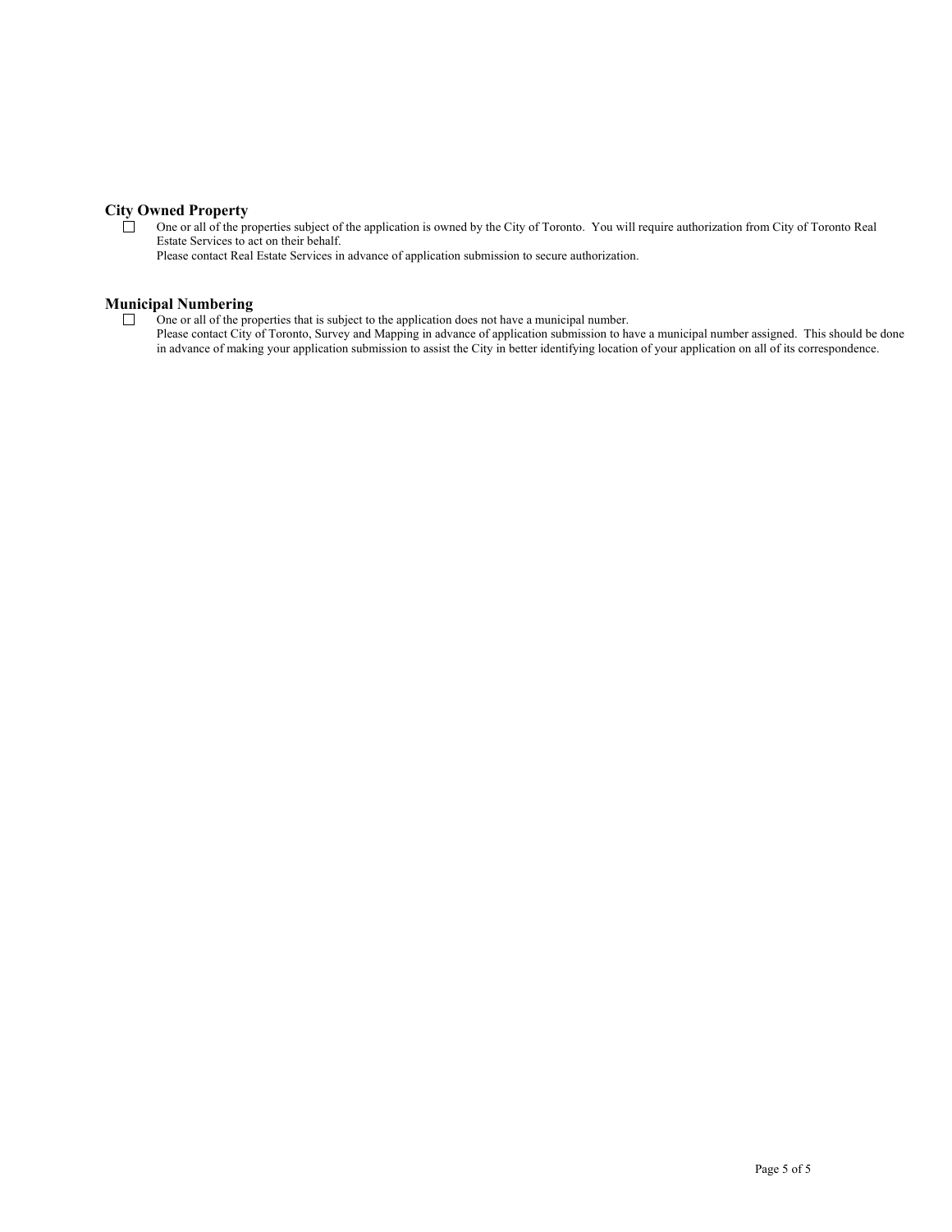### City Owned Property

☐ One or all of the properties subject of the application is owned by the City of Toronto. You will require authorization from City of Toronto Real Estate Services to act on their behalf.
Please contact Real Estate Services in advance of application submission to secure authorization.

### Municipal Numbering

☐ One or all of the properties that is subject to the application does not have a municipal number.
Please contact City of Toronto, Survey and Mapping in advance of application submission to have a municipal number assigned. This should be done in advance of making your application submission to assist the City in better identifying location of your application on all of its correspondence.